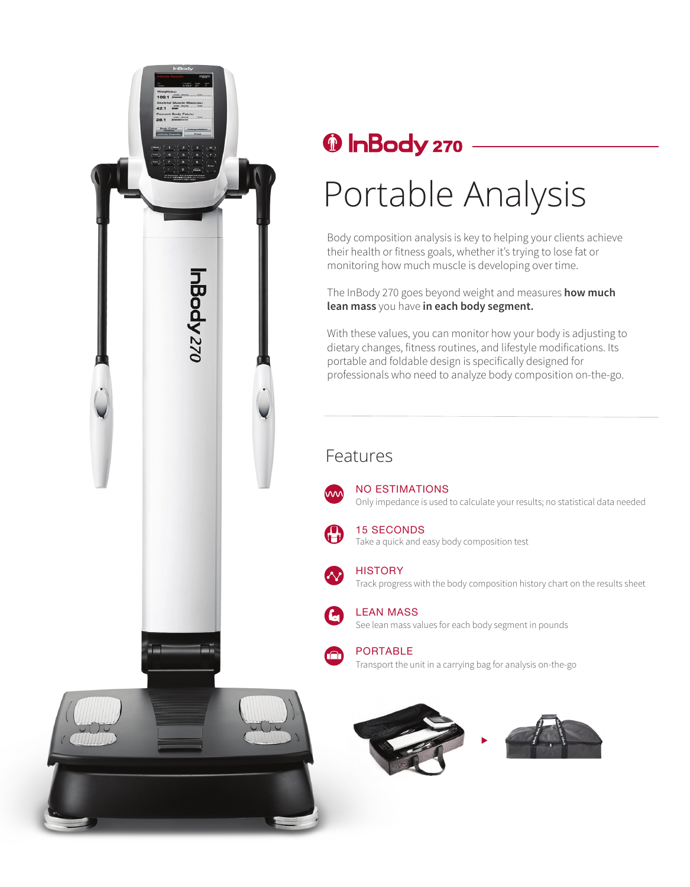# InBody 270

## Portable Analysis

Body composition analysis is key to helping your clients achieve their health or fitness goals, whether it's trying to lose fat or monitoring how much muscle is developing over time.

The InBody 270 goes beyond weight and measures **how much lean mass** you have **in each body segment.**

With these values, you can monitor how your body is adjusting to dietary changes, fitness routines, and lifestyle modifications. Its portable and foldable design is specifically designed for professionals who need to analyze body composition on-the-go.

## Features

**NO ESTIMATIONS**
Only impedance is used to calculate your results; no statistical data needed

**15 SECONDS**
Take a quick and easy body composition test

**HISTORY**
Track progress with the body composition history chart on the results sheet

**LEAN MASS**
See lean mass values for each body segment in pounds

**PORTABLE**
Transport the unit in a carrying bag for analysis on-the-go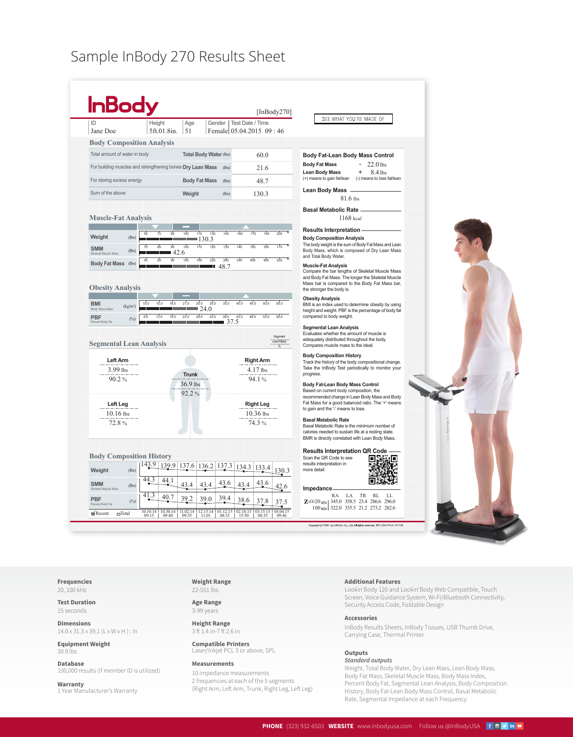# Sample InBody 270 Results Sheet

**InBody** [InBody270]

SEE WHAT YOU'RE MADE OF

| ID | Height | Age | Gender | Test Date / Time |
|---|---|---|---|---|
| Jane Doe | 5ft.01.8in. | 51 | Female | 05.04.2015 09 : 46 |

## Body Composition Analysis

| | | | |
|---|---|---|---|
| Total amount of water in body | Total Body Water | (lbs) | 60.0 |
| For building muscles and strengthening bones | Dry Lean Mass | (lbs) | 21.6 |
| For storing excess energy | Body Fat Mass | (lbs) | 48.7 |
| Sum of the above | Weight | (lbs) | 130.3 |

## Muscle-Fat Analysis

Weight (lbs) 55 70 85 100 115 130 145 160 175 190 205 % 130.3

SMM Skeletal Muscle Mass (lbs) 70 80 90 100 110 120 130 140 150 160 170 % 42.6

Body Fat Mass (lbs) 40 60 80 100 160 220 280 340 400 460 520 % 48.7

## Obesity Analysis

BMI Body Mass Index (kg/m²) 10.0 15.0 18.5 21.0 25.0 30.0 35.0 40.0 45.0 50.0 55.0 24.0

PBF Percent Body Fat (%) 8.0 13.0 18.0 23.0 28.0 33.0 38.0 43.0 48.0 53.0 58.0 37.5

## Segmental Lean Analysis

Segment Lean Mass %

**Left Arm** 3.99 lbs 90.2 %

**Right Arm** 4.17 lbs 94.1 %

**Trunk** 36.9 lbs 92.2 %

**Left Leg** 10.16 lbs 72.8 %

**Right Leg** 10.36 lbs 74.3 %

## Body Composition History

Weight (lbs) 143.9 139.9 137.6 136.2 137.3 134.3 133.4 130.3

SMM Skeletal Muscle Mass (lbs) 44.3 44.1 43.4 43.4 43.6 43.4 43.6 42.6

PBF Percent Body Fat (%) 41.3 40.7 39.2 39.0 39.4 38.6 37.8 37.5

☑Recent ☐Total 10.10.14 09:15 10.30.14 09:40 11.02.14 09:35 12.15.14 11:01 01.12.15 08:33 02.10.15 15:50 03.15.15 08:35 05.04.15 09:46

### Body Fat-Lean Body Mass Control

Body Fat Mass − 22.0 lbs

Lean Body Mass + 8.4 lbs

(+) means to gain fat/lean (-) means to lose fat/lean

### Lean Body Mass

81.6 lbs

### Basal Metabolic Rate

1168 kcal

### Results Interpretation

**Body Composition Analysis**
The body weight is the sum of Body Fat Mass and Lean Body Mass, which is composed of Dry Lean Mass and Total Body Water.

**Muscle-Fat Analysis**
Compare the bar lengths of Skeletal Muscle Mass and Body Fat Mass. The longer the Skeletal Muscle Mass bar is compared to the Body Fat Mass bar, the stronger the body is.

**Obesity Analysis**
BMI is an index used to determine obesity by using height and weight. PBF is the percentage of body fat compared to body weight.

**Segmental Lean Analysis**
Evaluates whether the amount of muscle is adequately distributed throughout the body. Compares muscle mass to the ideal.

**Body Composition History**
Track the history of the body compositional change. Take the InBody Test periodically to monitor your progress.

**Body Fat-Lean Body Mass Control**
Based on current body composition, the recommended change in Lean Body Mass and Body Fat Mass for a good balanced ratio. The '+' means to gain and the '-' means to lose.

**Basal Metabolic Rate**
Basal Metabolic Rate is the minimum number of calories needed to sustain life at a resting state. BMR is directly correlated with Lean Body Mass.

### Results Interpretation QR Code

Scan the QR Code to see results interpretation in more detail.

### Impedance

| Z(Ω) | RA | LA | TR | RL | LL |
|---|---|---|---|---|---|
| 20 kHz | 345.0 | 358.5 | 23.4 | 286.6 | 296.0 |
| 100 kHz | 322.0 | 335.5 | 21.2 | 273.2 | 282.6 |

Copyright©1996~ by InBody Co., Ltd. All rights reserved. BR-USA-F9-A-141128

**Frequencies**
20, 100 kHz

**Test Duration**
15 seconds

**Dimensions**
14.0 x 31.3 x 39.1 (L x W x H ) : in

**Equipment Weight**
30.9 lbs

**Database**
100,000 results (if member ID is utilized)

**Warranty**
1 Year Manufacturer's Warranty

**Weight Range**
22-551 lbs

**Age Range**
3-99 years

**Height Range**
3 ft 1.4 in-7 ft 2.6 in

**Compatible Printers**
Laser/Inkjet PCL 3 or above, SPL

**Measurements**
10 impedance measurements
2 frequencies at each of the 5 segments
(Right Arm, Left Arm, Trunk, Right Leg, Left Leg)

**Additional Features**
Lookin'Body 120 and Lookin'Body Web Compatible, Touch Screen, Voice Guidance System, Wi-Fi/Bluetooth Connectivity, Security Access Code, Foldable Design

**Accessories**
InBody Results Sheets, InBody Tissues, USB Thumb Drive, Carrying Case, Thermal Printer

**Outputs**
*Standard outputs*
Weight, Total Body Water, Dry Lean Mass, Lean Body Mass, Body Fat Mass, Skeletal Muscle Mass, Body Mass Index, Percent Body Fat, Segmental Lean Analysis, Body Composition History, Body Fat-Lean Body Mass Control, Basal Metabolic Rate, Segmental Impedance at each Frequency

**PHONE** (323) 932-6503 **WEBSITE** www.inbodyusa.com Follow us @InBodyUSA